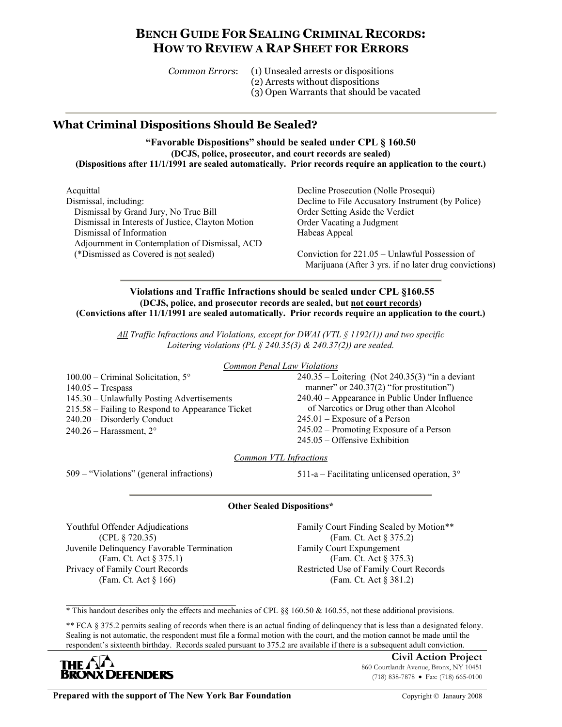# BENCH GUIDE FOR SEALING CRIMINAL RECORDS: HOW TO REVIEW A RAP SHEET FOR ERRORS

*Common Errors*: (1) Unsealed arrests or dispositions
(2) Arrests without dispositions
(3) Open Warrants that should be vacated

## What Criminal Dispositions Should Be Sealed?

**"Favorable Dispositions" should be sealed under CPL § 160.50**
**(DCJS, police, prosecutor, and court records are sealed)**
**(Dispositions after 11/1/1991 are sealed automatically. Prior records require an application to the court.)**

Acquittal
Dismissal, including:
- Dismissal by Grand Jury, No True Bill
- Dismissal in Interests of Justice, Clayton Motion
- Dismissal of Information
- Adjournment in Contemplation of Dismissal, ACD
- (*Dismissed as Covered is not sealed)

Decline Prosecution (Nolle Prosequi)
Decline to File Accusatory Instrument (by Police)
Order Setting Aside the Verdict
Order Vacating a Judgment
Habeas Appeal

Conviction for 221.05 – Unlawful Possession of Marijuana (After 3 yrs. if no later drug convictions)

**Violations and Traffic Infractions should be sealed under CPL §160.55**
**(DCJS, police, and prosecutor records are sealed, but not court records)**
**(Convictions after 11/1/1991 are sealed automatically. Prior records require an application to the court.)**

*All Traffic Infractions and Violations, except for DWAI (VTL § 1192(1)) and two specific Loitering violations (PL § 240.35(3) & 240.37(2)) are sealed.*

*Common Penal Law Violations*

100.00 – Criminal Solicitation, 5°
140.05 – Trespass
145.30 – Unlawfully Posting Advertisements
215.58 – Failing to Respond to Appearance Ticket
240.20 – Disorderly Conduct
240.26 – Harassment, 2°
240.35 – Loitering (Not 240.35(3) "in a deviant manner" or 240.37(2) "for prostitution")
240.40 – Appearance in Public Under Influence of Narcotics or Drug other than Alcohol
245.01 – Exposure of a Person
245.02 – Promoting Exposure of a Person
245.05 – Offensive Exhibition

*Common VTL Infractions*

509 – "Violations" (general infractions)
511-a – Facilitating unlicensed operation, 3°

**Other Sealed Dispositions***

Youthful Offender Adjudications (CPL § 720.35)
Juvenile Delinquency Favorable Termination (Fam. Ct. Act § 375.1)
Privacy of Family Court Records (Fam. Ct. Act § 166)
Family Court Finding Sealed by Motion** (Fam. Ct. Act § 375.2)
Family Court Expungement (Fam. Ct. Act § 375.3)
Restricted Use of Family Court Records (Fam. Ct. Act § 381.2)

\* This handout describes only the effects and mechanics of CPL §§ 160.50 & 160.55, not these additional provisions.

** FCA § 375.2 permits sealing of records when there is an actual finding of delinquency that is less than a designated felony. Sealing is not automatic, the respondent must file a formal motion with the court, and the motion cannot be made until the respondent's sixteenth birthday. Records sealed pursuant to 375.2 are available if there is a subsequent adult conviction.

THE BRONX DEFENDERS

**Civil Action Project**
860 Courtlandt Avenue, Bronx, NY 10451
(718) 838-7878 • Fax: (718) 665-0100

**Prepared with the support of The New York Bar Foundation**

Copyright © Janaury 2008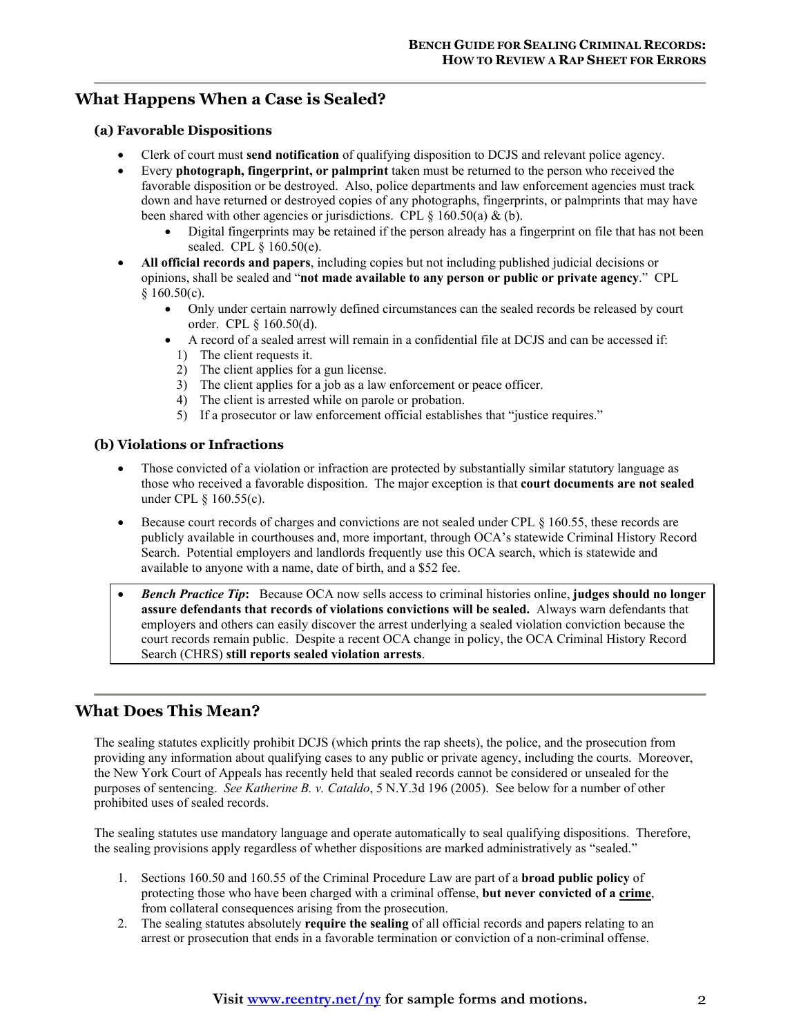## What Happens When a Case is Sealed?

### (a) Favorable Dispositions

- Clerk of court must **send notification** of qualifying disposition to DCJS and relevant police agency.
- Every **photograph, fingerprint, or palmprint** taken must be returned to the person who received the favorable disposition or be destroyed. Also, police departments and law enforcement agencies must track down and have returned or destroyed copies of any photographs, fingerprints, or palmprints that may have been shared with other agencies or jurisdictions. CPL § 160.50(a) & (b).
    - Digital fingerprints may be retained if the person already has a fingerprint on file that has not been sealed. CPL § 160.50(e).
- **All official records and papers**, including copies but not including published judicial decisions or opinions, shall be sealed and "**not made available to any person or public or private agency**." CPL § 160.50(c).
    - Only under certain narrowly defined circumstances can the sealed records be released by court order. CPL § 160.50(d).
    - A record of a sealed arrest will remain in a confidential file at DCJS and can be accessed if:
        1) The client requests it.
        2) The client applies for a gun license.
        3) The client applies for a job as a law enforcement or peace officer.
        4) The client is arrested while on parole or probation.
        5) If a prosecutor or law enforcement official establishes that "justice requires."

### (b) Violations or Infractions

- Those convicted of a violation or infraction are protected by substantially similar statutory language as those who received a favorable disposition. The major exception is that **court documents are not sealed** under CPL § 160.55(c).
- Because court records of charges and convictions are not sealed under CPL § 160.55, these records are publicly available in courthouses and, more important, through OCA's statewide Criminal History Record Search. Potential employers and landlords frequently use this OCA search, which is statewide and available to anyone with a name, date of birth, and a $52 fee.

- ***Bench Practice Tip*:** Because OCA now sells access to criminal histories online, **judges should no longer assure defendants that records of violations convictions will be sealed.** Always warn defendants that employers and others can easily discover the arrest underlying a sealed violation conviction because the court records remain public. Despite a recent OCA change in policy, the OCA Criminal History Record Search (CHRS) **still reports sealed violation arrests**.

## What Does This Mean?

The sealing statutes explicitly prohibit DCJS (which prints the rap sheets), the police, and the prosecution from providing any information about qualifying cases to any public or private agency, including the courts. Moreover, the New York Court of Appeals has recently held that sealed records cannot be considered or unsealed for the purposes of sentencing. *See Katherine B. v. Cataldo*, 5 N.Y.3d 196 (2005). See below for a number of other prohibited uses of sealed records.

The sealing statutes use mandatory language and operate automatically to seal qualifying dispositions. Therefore, the sealing provisions apply regardless of whether dispositions are marked administratively as "sealed."

1. Sections 160.50 and 160.55 of the Criminal Procedure Law are part of a **broad public policy** of protecting those who have been charged with a criminal offense, **but never convicted of a <u>crime</u>**, from collateral consequences arising from the prosecution.
2. The sealing statutes absolutely **require the sealing** of all official records and papers relating to an arrest or prosecution that ends in a favorable termination or conviction of a non-criminal offense.

**Visit www.reentry.net/ny for sample forms and motions.**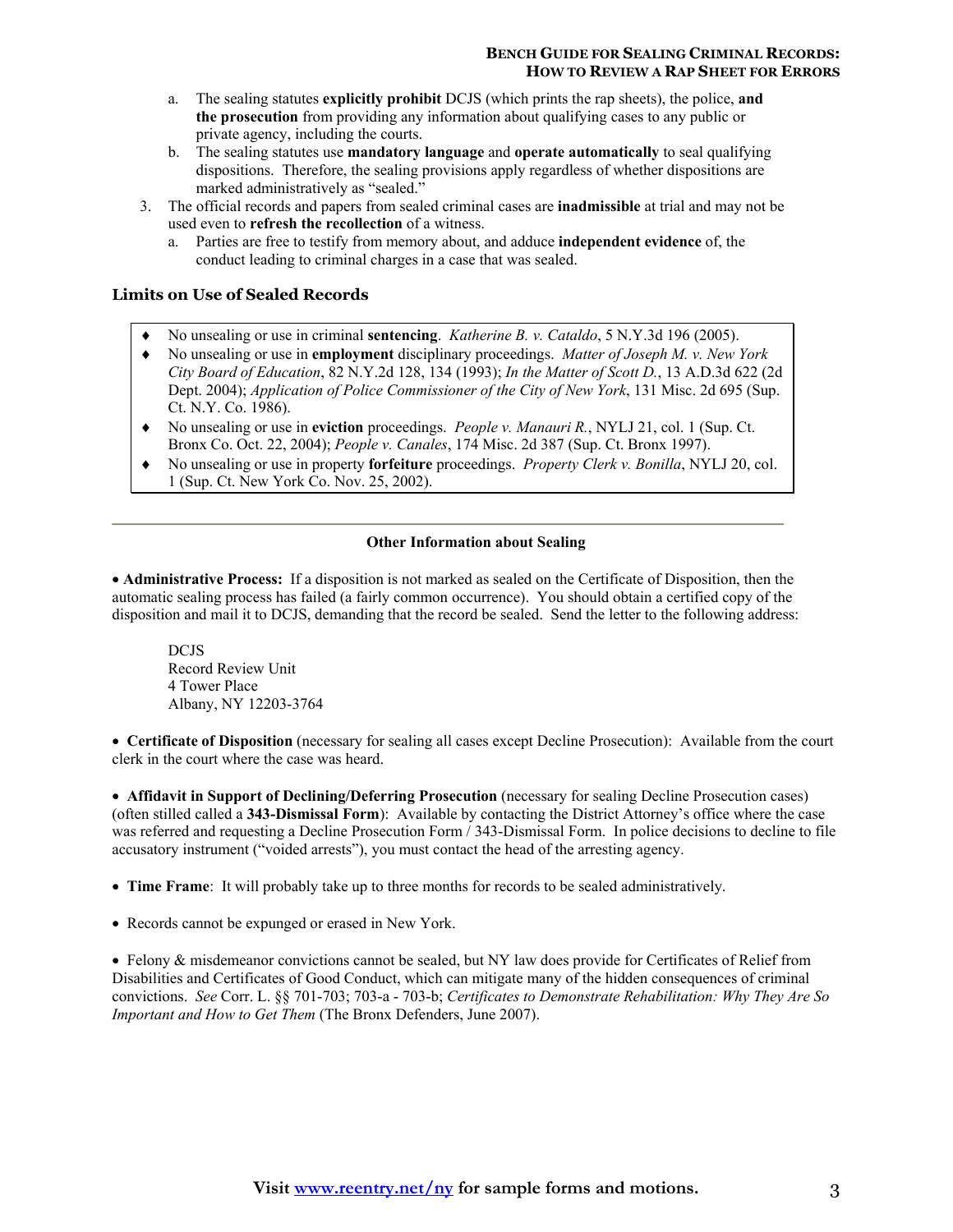a. The sealing statutes **explicitly prohibit** DCJS (which prints the rap sheets), the police, **and the prosecution** from providing any information about qualifying cases to any public or private agency, including the courts.
   b. The sealing statutes use **mandatory language** and **operate automatically** to seal qualifying dispositions. Therefore, the sealing provisions apply regardless of whether dispositions are marked administratively as "sealed."

3. The official records and papers from sealed criminal cases are **inadmissible** at trial and may not be used even to **refresh the recollection** of a witness.
   a. Parties are free to testify from memory about, and adduce **independent evidence** of, the conduct leading to criminal charges in a case that was sealed.

### Limits on Use of Sealed Records

- No unsealing or use in criminal **sentencing**. *Katherine B. v. Cataldo*, 5 N.Y.3d 196 (2005).
- No unsealing or use in **employment** disciplinary proceedings. *Matter of Joseph M. v. New York City Board of Education*, 82 N.Y.2d 128, 134 (1993); *In the Matter of Scott D.*, 13 A.D.3d 622 (2d Dept. 2004); *Application of Police Commissioner of the City of New York*, 131 Misc. 2d 695 (Sup. Ct. N.Y. Co. 1986).
- No unsealing or use in **eviction** proceedings. *People v. Manauri R.*, NYLJ 21, col. 1 (Sup. Ct. Bronx Co. Oct. 22, 2004); *People v. Canales*, 174 Misc. 2d 387 (Sup. Ct. Bronx 1997).
- No unsealing or use in property **forfeiture** proceedings. *Property Clerk v. Bonilla*, NYLJ 20, col. 1 (Sup. Ct. New York Co. Nov. 25, 2002).

---

**Other Information about Sealing**

- **Administrative Process:** If a disposition is not marked as sealed on the Certificate of Disposition, then the automatic sealing process has failed (a fairly common occurrence). You should obtain a certified copy of the disposition and mail it to DCJS, demanding that the record be sealed. Send the letter to the following address:

  DCJS
  Record Review Unit
  4 Tower Place
  Albany, NY 12203-3764

- **Certificate of Disposition** (necessary for sealing all cases except Decline Prosecution): Available from the court clerk in the court where the case was heard.

- **Affidavit in Support of Declining/Deferring Prosecution** (necessary for sealing Decline Prosecution cases) (often stilled called a **343-Dismissal Form**): Available by contacting the District Attorney's office where the case was referred and requesting a Decline Prosecution Form / 343-Dismissal Form. In police decisions to decline to file accusatory instrument ("voided arrests"), you must contact the head of the arresting agency.

- **Time Frame**: It will probably take up to three months for records to be sealed administratively.

- Records cannot be expunged or erased in New York.

- Felony & misdemeanor convictions cannot be sealed, but NY law does provide for Certificates of Relief from Disabilities and Certificates of Good Conduct, which can mitigate many of the hidden consequences of criminal convictions. *See* Corr. L. §§ 701-703; 703-a - 703-b; *Certificates to Demonstrate Rehabilitation: Why They Are So Important and How to Get Them* (The Bronx Defenders, June 2007).

**Visit [www.reentry.net/ny](www.reentry.net/ny) for sample forms and motions.**